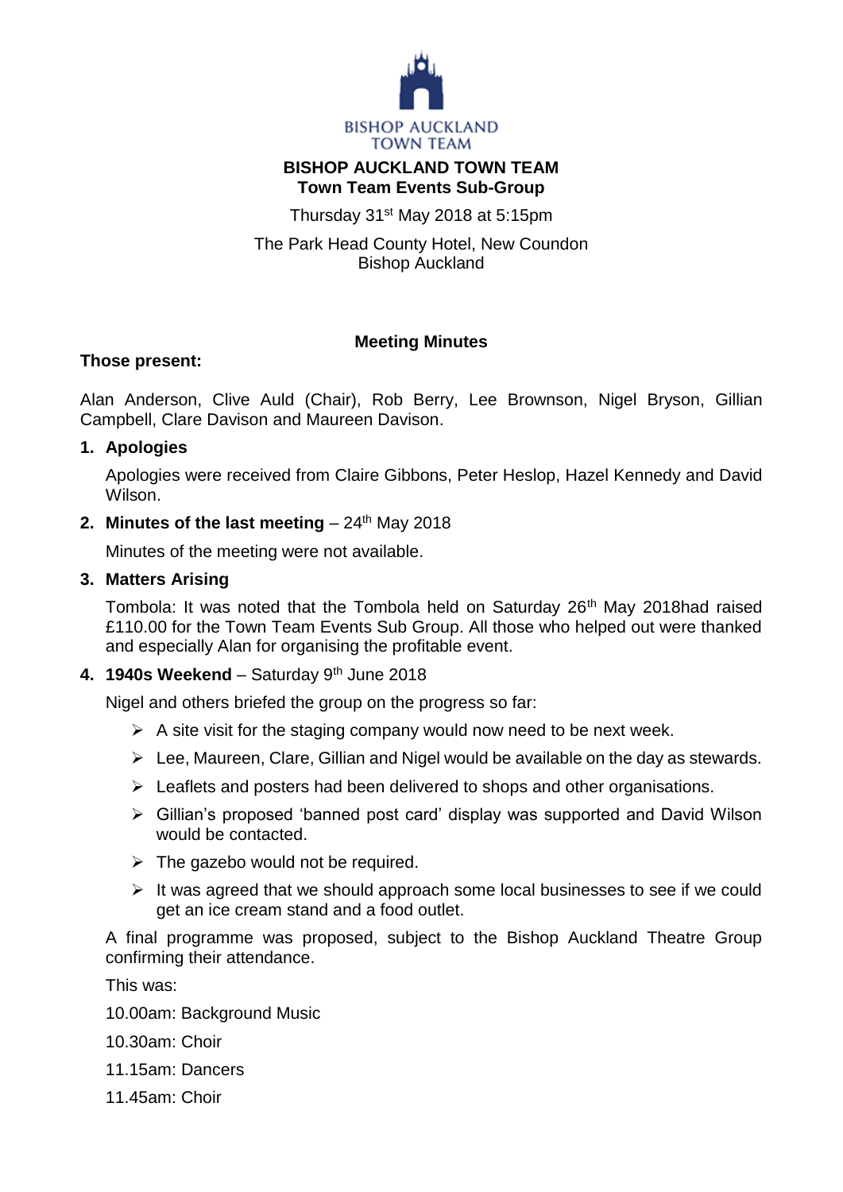BISHOP AUCKLAND TOWN TEAM

# BISHOP AUCKLAND TOWN TEAM
## Town Team Events Sub-Group

Thursday 31st May 2018 at 5:15pm

The Park Head County Hotel, New Coundon
Bishop Auckland

### Meeting Minutes

**Those present:**

Alan Anderson, Clive Auld (Chair), Rob Berry, Lee Brownson, Nigel Bryson, Gillian Campbell, Clare Davison and Maureen Davison.

1. **Apologies**

   Apologies were received from Claire Gibbons, Peter Heslop, Hazel Kennedy and David Wilson.

2. **Minutes of the last meeting** – 24th May 2018

   Minutes of the meeting were not available.

3. **Matters Arising**

   Tombola: It was noted that the Tombola held on Saturday 26th May 2018had raised £110.00 for the Town Team Events Sub Group. All those who helped out were thanked and especially Alan for organising the profitable event.

4. **1940s Weekend** – Saturday 9th June 2018

   Nigel and others briefed the group on the progress so far:

   - A site visit for the staging company would now need to be next week.
   - Lee, Maureen, Clare, Gillian and Nigel would be available on the day as stewards.
   - Leaflets and posters had been delivered to shops and other organisations.
   - Gillian's proposed 'banned post card' display was supported and David Wilson would be contacted.
   - The gazebo would not be required.
   - It was agreed that we should approach some local businesses to see if we could get an ice cream stand and a food outlet.

   A final programme was proposed, subject to the Bishop Auckland Theatre Group confirming their attendance.

   This was:

   10.00am: Background Music

   10.30am: Choir

   11.15am: Dancers

   11.45am: Choir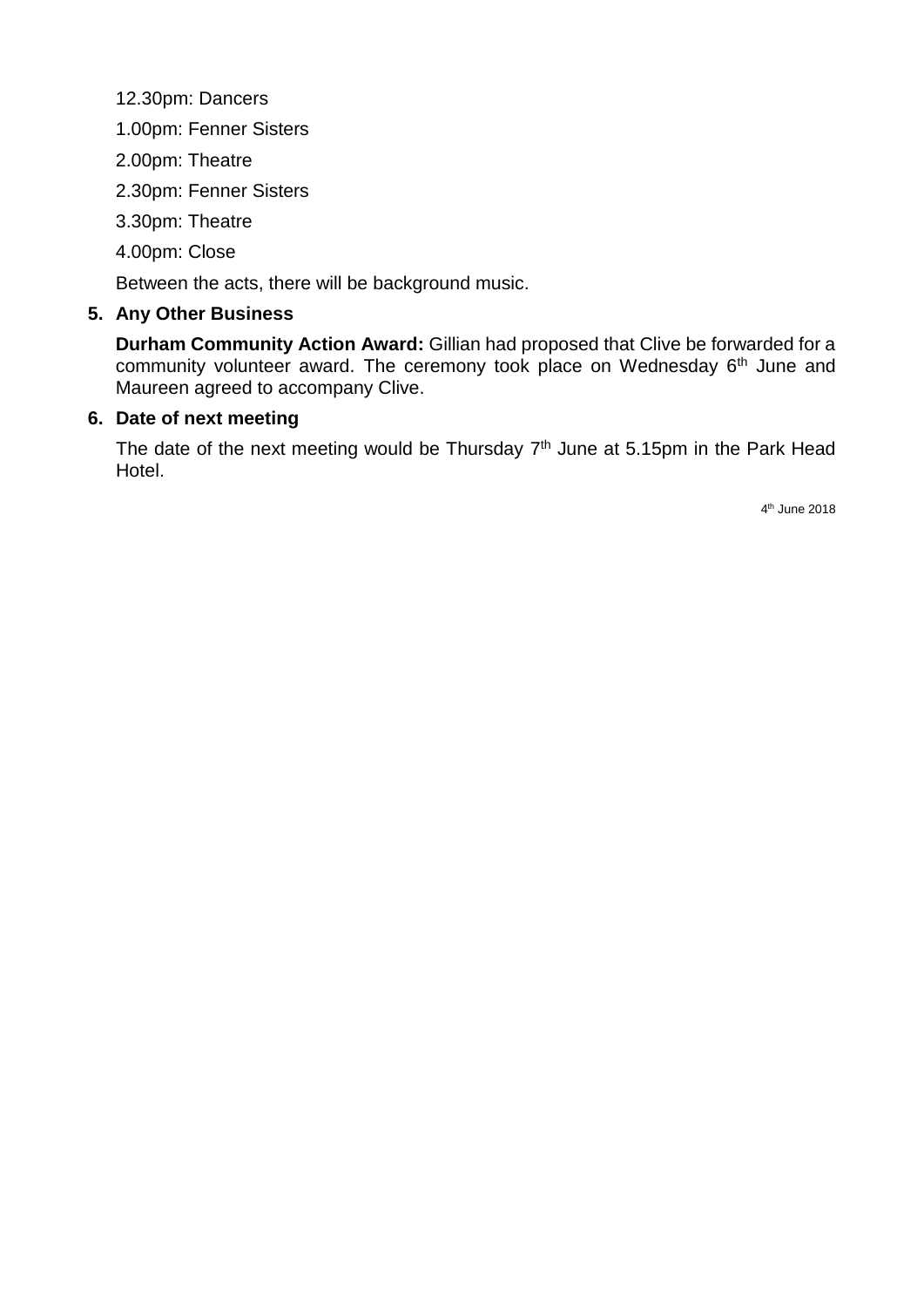12.30pm: Dancers

1.00pm: Fenner Sisters

2.00pm: Theatre

2.30pm: Fenner Sisters

3.30pm: Theatre

4.00pm: Close

Between the acts, there will be background music.

**5. Any Other Business**

**Durham Community Action Award:** Gillian had proposed that Clive be forwarded for a community volunteer award. The ceremony took place on Wednesday 6th June and Maureen agreed to accompany Clive.

**6. Date of next meeting**

The date of the next meeting would be Thursday 7th June at 5.15pm in the Park Head Hotel.

4th June 2018